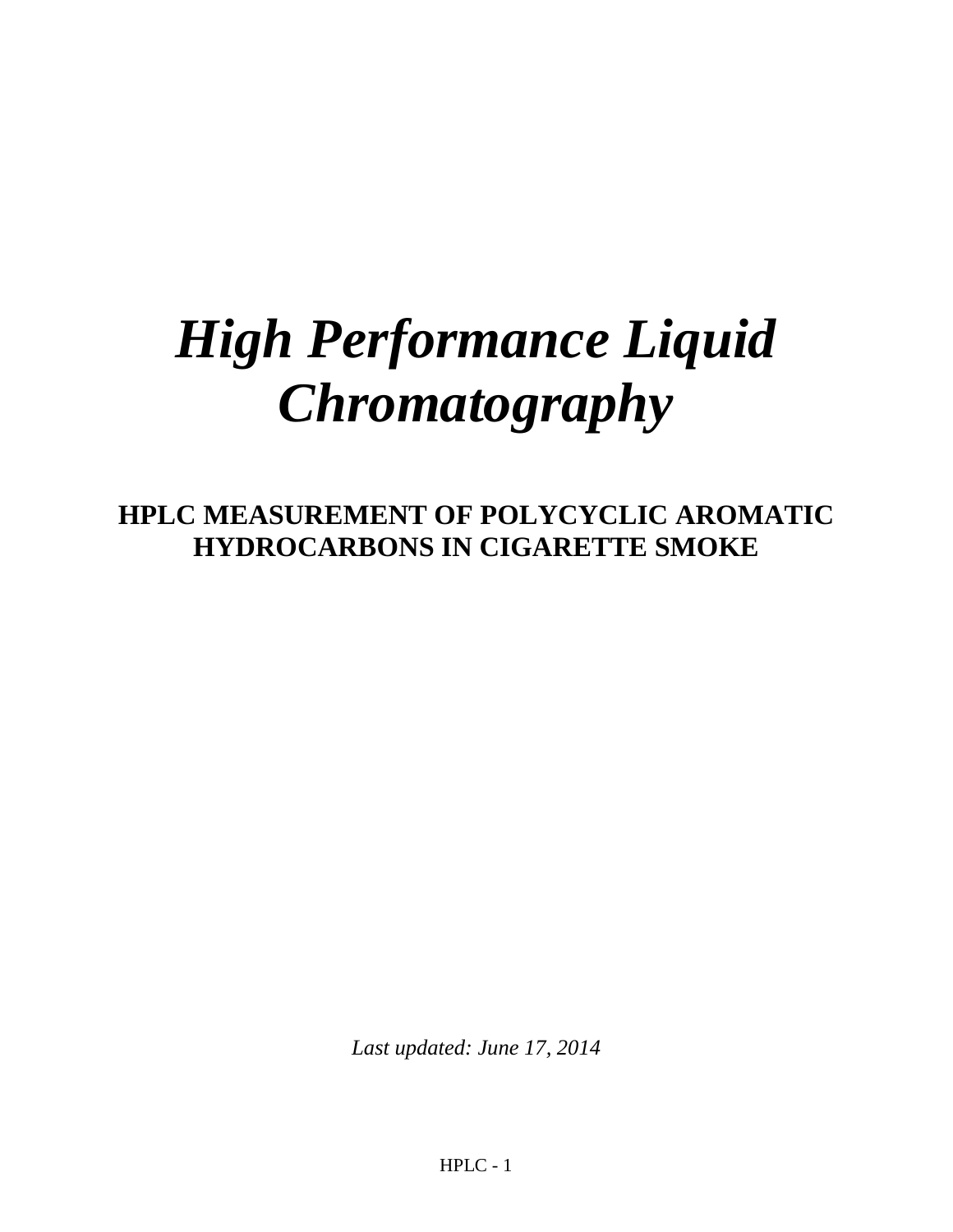# *High Performance Liquid Chromatography*

## HPLC MEASUREMENT OF POLYCYCLIC AROMATIC HYDROCARBONS IN CIGARETTE SMOKE

*Last updated: June 17, 2014*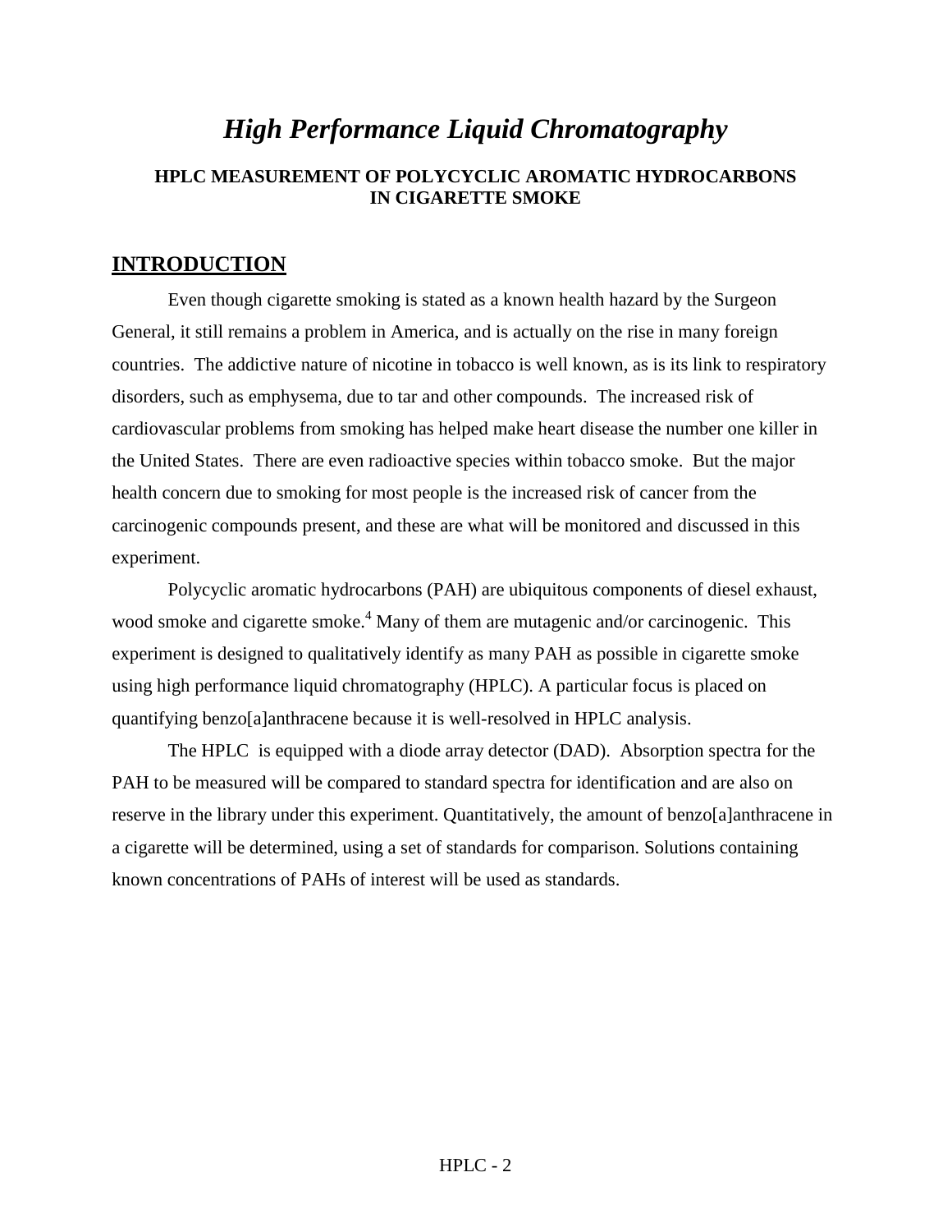# *High Performance Liquid Chromatography*

### HPLC MEASUREMENT OF POLYCYCLIC AROMATIC HYDROCARBONS IN CIGARETTE SMOKE

## INTRODUCTION

Even though cigarette smoking is stated as a known health hazard by the Surgeon General, it still remains a problem in America, and is actually on the rise in many foreign countries. The addictive nature of nicotine in tobacco is well known, as is its link to respiratory disorders, such as emphysema, due to tar and other compounds. The increased risk of cardiovascular problems from smoking has helped make heart disease the number one killer in the United States. There are even radioactive species within tobacco smoke. But the major health concern due to smoking for most people is the increased risk of cancer from the carcinogenic compounds present, and these are what will be monitored and discussed in this experiment.

Polycyclic aromatic hydrocarbons (PAH) are ubiquitous components of diesel exhaust, wood smoke and cigarette smoke.[4] Many of them are mutagenic and/or carcinogenic. This experiment is designed to qualitatively identify as many PAH as possible in cigarette smoke using high performance liquid chromatography (HPLC). A particular focus is placed on quantifying benzo[a]anthracene because it is well-resolved in HPLC analysis.

The HPLC is equipped with a diode array detector (DAD). Absorption spectra for the PAH to be measured will be compared to standard spectra for identification and are also on reserve in the library under this experiment. Quantitatively, the amount of benzo[a]anthracene in a cigarette will be determined, using a set of standards for comparison. Solutions containing known concentrations of PAHs of interest will be used as standards.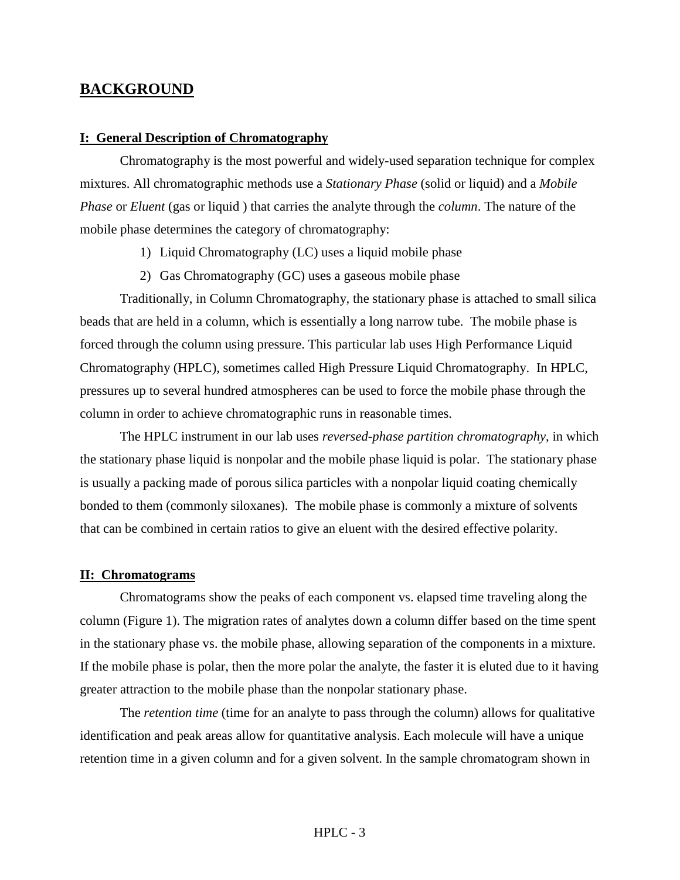## BACKGROUND

### I: General Description of Chromatography

Chromatography is the most powerful and widely-used separation technique for complex mixtures. All chromatographic methods use a *Stationary Phase* (solid or liquid) and a *Mobile Phase* or *Eluent* (gas or liquid ) that carries the analyte through the *column*. The nature of the mobile phase determines the category of chromatography:

1) Liquid Chromatography (LC) uses a liquid mobile phase
2) Gas Chromatography (GC) uses a gaseous mobile phase

Traditionally, in Column Chromatography, the stationary phase is attached to small silica beads that are held in a column, which is essentially a long narrow tube. The mobile phase is forced through the column using pressure. This particular lab uses High Performance Liquid Chromatography (HPLC), sometimes called High Pressure Liquid Chromatography. In HPLC, pressures up to several hundred atmospheres can be used to force the mobile phase through the column in order to achieve chromatographic runs in reasonable times.

The HPLC instrument in our lab uses *reversed-phase partition chromatography*, in which the stationary phase liquid is nonpolar and the mobile phase liquid is polar. The stationary phase is usually a packing made of porous silica particles with a nonpolar liquid coating chemically bonded to them (commonly siloxanes). The mobile phase is commonly a mixture of solvents that can be combined in certain ratios to give an eluent with the desired effective polarity.

### II: Chromatograms

Chromatograms show the peaks of each component vs. elapsed time traveling along the column (Figure 1). The migration rates of analytes down a column differ based on the time spent in the stationary phase vs. the mobile phase, allowing separation of the components in a mixture. If the mobile phase is polar, then the more polar the analyte, the faster it is eluted due to it having greater attraction to the mobile phase than the nonpolar stationary phase.

The *retention time* (time for an analyte to pass through the column) allows for qualitative identification and peak areas allow for quantitative analysis. Each molecule will have a unique retention time in a given column and for a given solvent. In the sample chromatogram shown in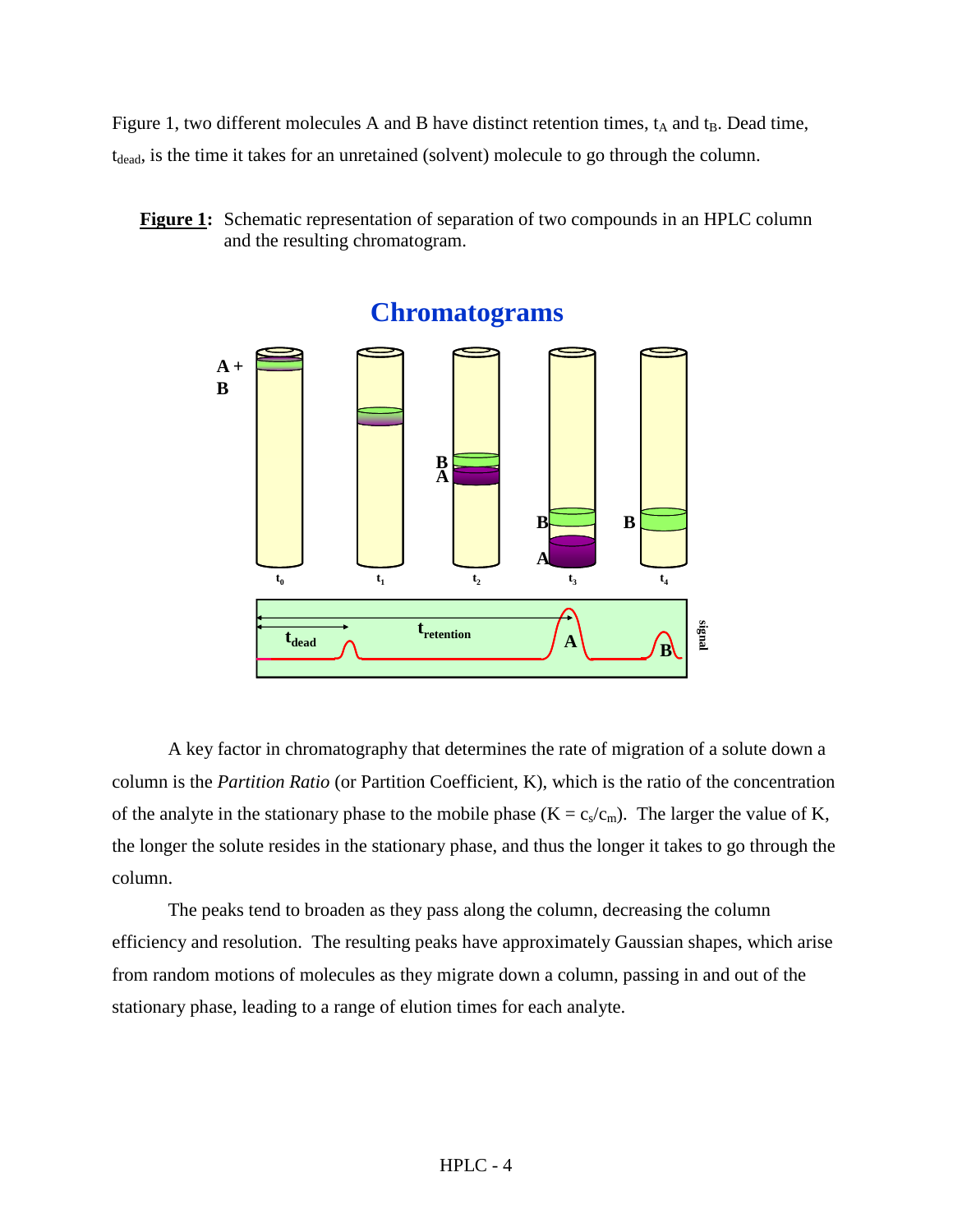Figure 1, two different molecules A and B have distinct retention times, $t_A$ and $t_B$. Dead time, $t_{dead}$, is the time it takes for an unretained (solvent) molecule to go through the column.

**Figure 1:** Schematic representation of separation of two compounds in an HPLC column and the resulting chromatogram.

A key factor in chromatography that determines the rate of migration of a solute down a column is the *Partition Ratio* (or Partition Coefficient, K), which is the ratio of the concentration of the analyte in the stationary phase to the mobile phase ($K = c_s/c_m$). The larger the value of K, the longer the solute resides in the stationary phase, and thus the longer it takes to go through the column.

The peaks tend to broaden as they pass along the column, decreasing the column efficiency and resolution. The resulting peaks have approximately Gaussian shapes, which arise from random motions of molecules as they migrate down a column, passing in and out of the stationary phase, leading to a range of elution times for each analyte.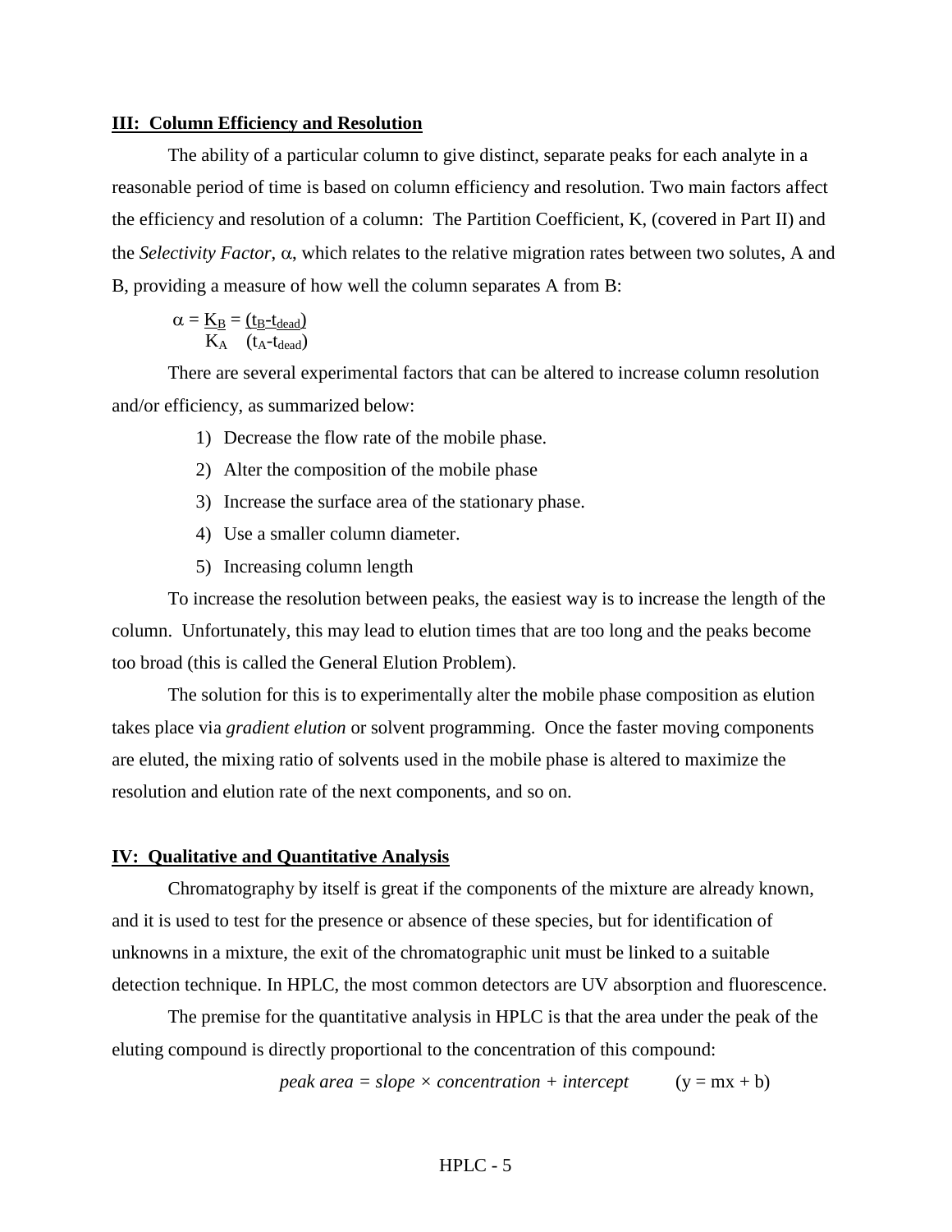**III: Column Efficiency and Resolution**

The ability of a particular column to give distinct, separate peaks for each analyte in a reasonable period of time is based on column efficiency and resolution. Two main factors affect the efficiency and resolution of a column: The Partition Coefficient, K, (covered in Part II) and the *Selectivity Factor*, $\alpha$, which relates to the relative migration rates between two solutes, A and B, providing a measure of how well the column separates A from B:

$$\alpha = \frac{K_B}{K_A} = \frac{(t_B - t_{dead})}{(t_A - t_{dead})}$$

There are several experimental factors that can be altered to increase column resolution and/or efficiency, as summarized below:

1) Decrease the flow rate of the mobile phase.
2) Alter the composition of the mobile phase
3) Increase the surface area of the stationary phase.
4) Use a smaller column diameter.
5) Increasing column length

To increase the resolution between peaks, the easiest way is to increase the length of the column. Unfortunately, this may lead to elution times that are too long and the peaks become too broad (this is called the General Elution Problem).

The solution for this is to experimentally alter the mobile phase composition as elution takes place via *gradient elution* or solvent programming. Once the faster moving components are eluted, the mixing ratio of solvents used in the mobile phase is altered to maximize the resolution and elution rate of the next components, and so on.

**IV: Qualitative and Quantitative Analysis**

Chromatography by itself is great if the components of the mixture are already known, and it is used to test for the presence or absence of these species, but for identification of unknowns in a mixture, the exit of the chromatographic unit must be linked to a suitable detection technique. In HPLC, the most common detectors are UV absorption and fluorescence.

The premise for the quantitative analysis in HPLC is that the area under the peak of the eluting compound is directly proportional to the concentration of this compound:

$$\textit{peak area} = \textit{slope} \times \textit{concentration} + \textit{intercept} \qquad (y = mx + b)$$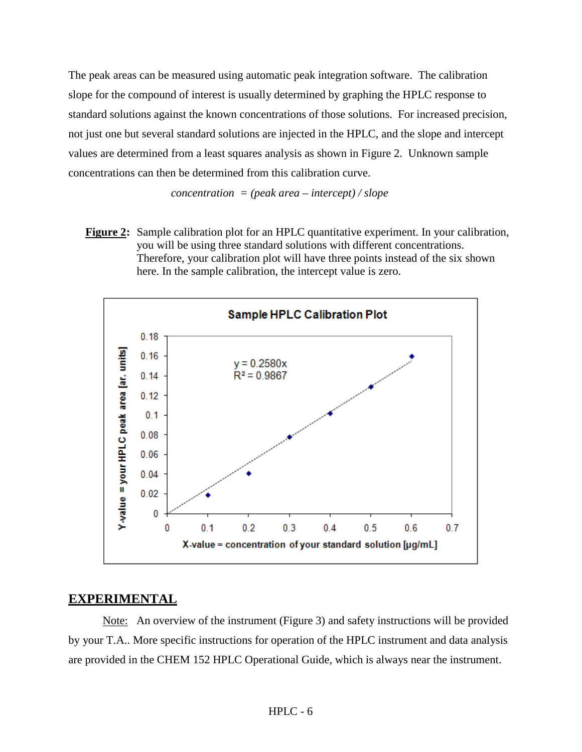The peak areas can be measured using automatic peak integration software. The calibration slope for the compound of interest is usually determined by graphing the HPLC response to standard solutions against the known concentrations of those solutions. For increased precision, not just one but several standard solutions are injected in the HPLC, and the slope and intercept values are determined from a least squares analysis as shown in Figure 2. Unknown sample concentrations can then be determined from this calibration curve.

$$concentration = (peak\ area - intercept) / slope$$

**Figure 2:** Sample calibration plot for an HPLC quantitative experiment. In your calibration, you will be using three standard solutions with different concentrations. Therefore, your calibration plot will have three points instead of the six shown here. In the sample calibration, the intercept value is zero.

## EXPERIMENTAL

Note: An overview of the instrument (Figure 3) and safety instructions will be provided by your T.A.. More specific instructions for operation of the HPLC instrument and data analysis are provided in the CHEM 152 HPLC Operational Guide, which is always near the instrument.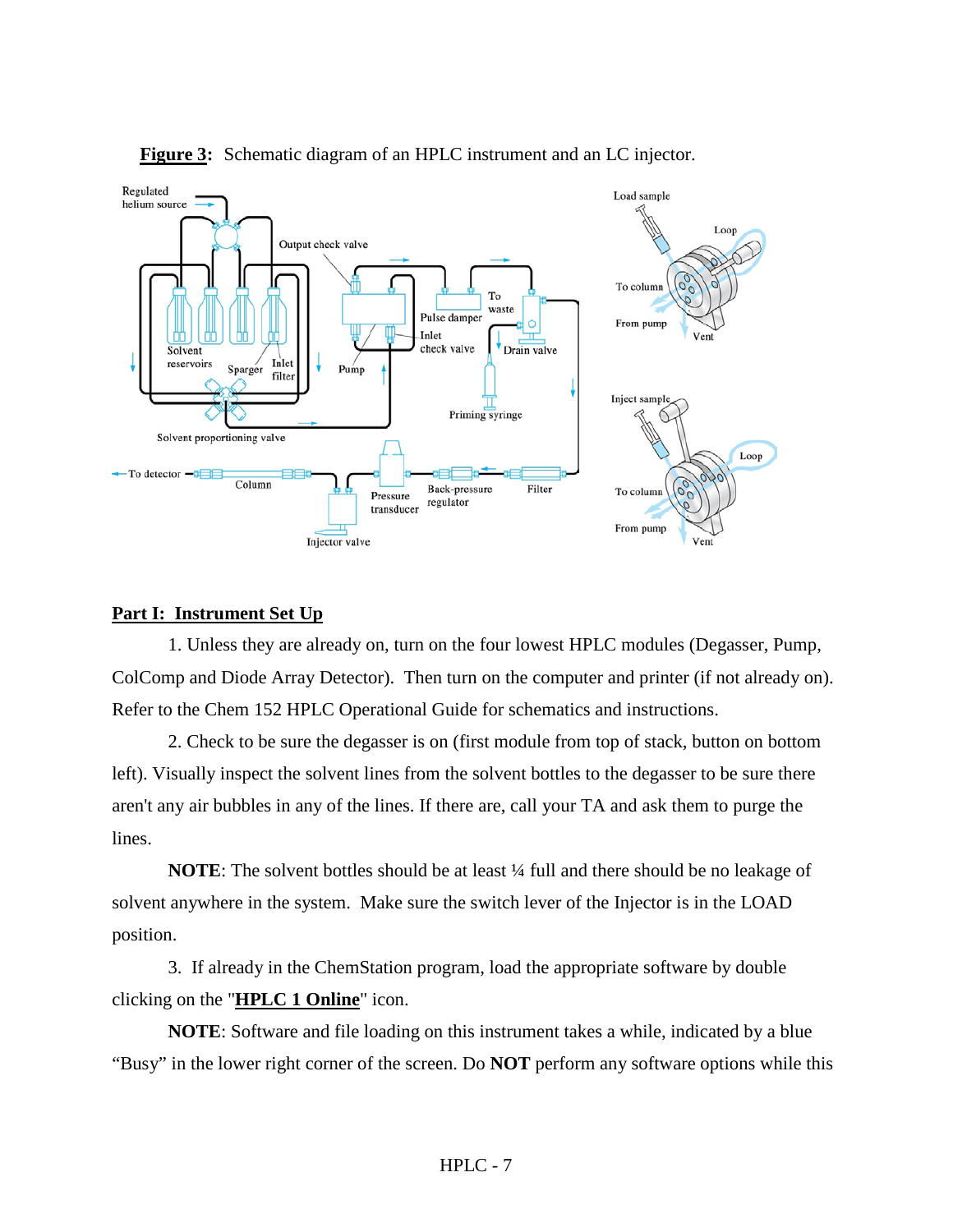**Figure 3:** Schematic diagram of an HPLC instrument and an LC injector.

## Part I: Instrument Set Up

1. Unless they are already on, turn on the four lowest HPLC modules (Degasser, Pump, ColComp and Diode Array Detector). Then turn on the computer and printer (if not already on). Refer to the Chem 152 HPLC Operational Guide for schematics and instructions.

2. Check to be sure the degasser is on (first module from top of stack, button on bottom left). Visually inspect the solvent lines from the solvent bottles to the degasser to be sure there aren't any air bubbles in any of the lines. If there are, call your TA and ask them to purge the lines.

**NOTE**: The solvent bottles should be at least ¼ full and there should be no leakage of solvent anywhere in the system. Make sure the switch lever of the Injector is in the LOAD position.

3. If already in the ChemStation program, load the appropriate software by double clicking on the "**HPLC 1 Online**" icon.

**NOTE**: Software and file loading on this instrument takes a while, indicated by a blue "Busy" in the lower right corner of the screen. Do **NOT** perform any software options while this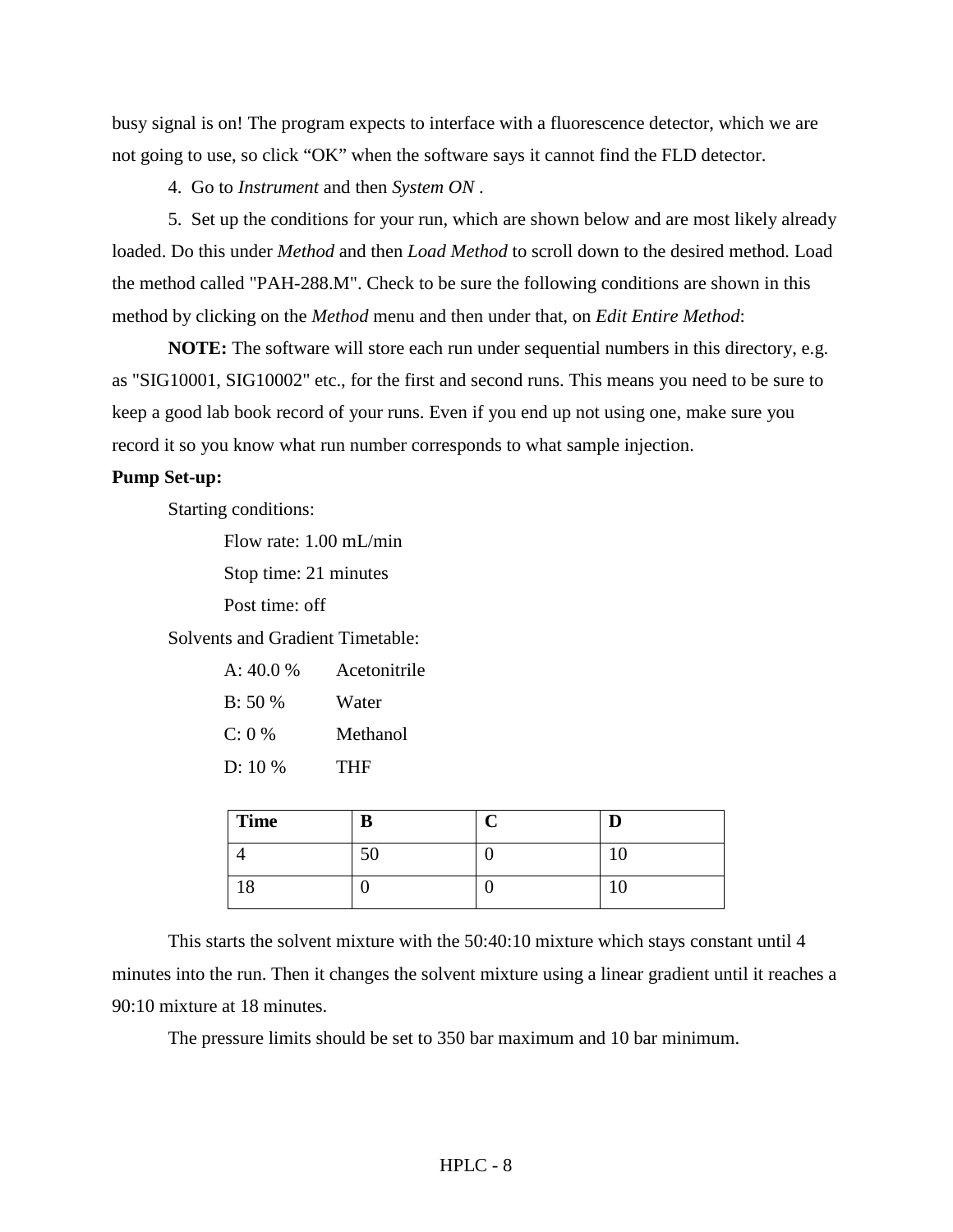busy signal is on! The program expects to interface with a fluorescence detector, which we are not going to use, so click "OK" when the software says it cannot find the FLD detector.

4. Go to *Instrument* and then *System ON* .

5. Set up the conditions for your run, which are shown below and are most likely already loaded. Do this under *Method* and then *Load Method* to scroll down to the desired method. Load the method called "PAH-288.M". Check to be sure the following conditions are shown in this method by clicking on the *Method* menu and then under that, on *Edit Entire Method*:

**NOTE:** The software will store each run under sequential numbers in this directory, e.g. as "SIG10001, SIG10002" etc., for the first and second runs. This means you need to be sure to keep a good lab book record of your runs. Even if you end up not using one, make sure you record it so you know what run number corresponds to what sample injection.

**Pump Set-up:**

Starting conditions:

Flow rate: 1.00 mL/min

Stop time: 21 minutes

Post time: off

Solvents and Gradient Timetable:

A: 40.0 % Acetonitrile

B: 50 % Water

C: 0 % Methanol

D: 10 % THF

| Time | B | C | D |
|---|---|---|---|
| 4 | 50 | 0 | 10 |
| 18 | 0 | 0 | 10 |

This starts the solvent mixture with the 50:40:10 mixture which stays constant until 4 minutes into the run. Then it changes the solvent mixture using a linear gradient until it reaches a 90:10 mixture at 18 minutes.

The pressure limits should be set to 350 bar maximum and 10 bar minimum.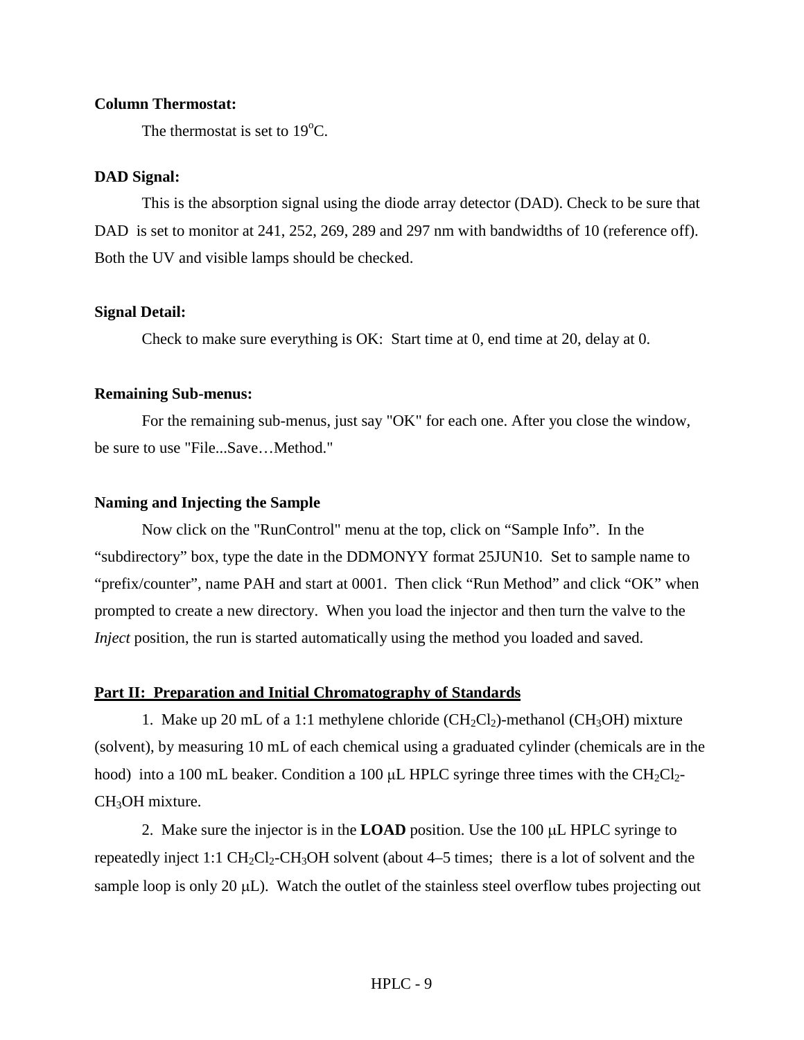**Column Thermostat:**

The thermostat is set to 19$^{o}$C.

**DAD Signal:**

This is the absorption signal using the diode array detector (DAD). Check to be sure that DAD is set to monitor at 241, 252, 269, 289 and 297 nm with bandwidths of 10 (reference off). Both the UV and visible lamps should be checked.

**Signal Detail:**

Check to make sure everything is OK: Start time at 0, end time at 20, delay at 0.

**Remaining Sub-menus:**

For the remaining sub-menus, just say "OK" for each one. After you close the window, be sure to use "File...Save…Method."

**Naming and Injecting the Sample**

Now click on the "RunControl" menu at the top, click on “Sample Info”. In the “subdirectory” box, type the date in the DDMONYY format 25JUN10. Set to sample name to “prefix/counter”, name PAH and start at 0001. Then click “Run Method” and click “OK” when prompted to create a new directory. When you load the injector and then turn the valve to the *Inject* position, the run is started automatically using the method you loaded and saved.

**Part II: Preparation and Initial Chromatography of Standards**

1. Make up 20 mL of a 1:1 methylene chloride ($CH_2Cl_2$)-methanol ($CH_3OH$) mixture (solvent), by measuring 10 mL of each chemical using a graduated cylinder (chemicals are in the hood) into a 100 mL beaker. Condition a 100 μL HPLC syringe three times with the $CH_2Cl_2$-$CH_3OH$ mixture.

2. Make sure the injector is in the **LOAD** position. Use the 100 μL HPLC syringe to repeatedly inject 1:1 $CH_2Cl_2$-$CH_3OH$ solvent (about 4–5 times; there is a lot of solvent and the sample loop is only 20 μL). Watch the outlet of the stainless steel overflow tubes projecting out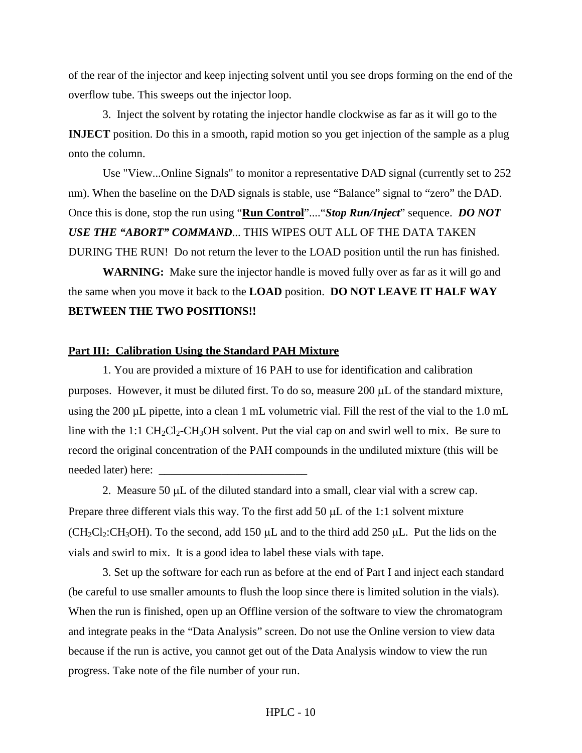of the rear of the injector and keep injecting solvent until you see drops forming on the end of the overflow tube. This sweeps out the injector loop.

3. Inject the solvent by rotating the injector handle clockwise as far as it will go to the **INJECT** position. Do this in a smooth, rapid motion so you get injection of the sample as a plug onto the column.

Use "View...Online Signals" to monitor a representative DAD signal (currently set to 252 nm). When the baseline on the DAD signals is stable, use "Balance" signal to "zero" the DAD. Once this is done, stop the run using "**Run Control**"...."***Stop Run/Inject***" sequence. ***DO NOT USE THE "ABORT" COMMAND***... THIS WIPES OUT ALL OF THE DATA TAKEN DURING THE RUN! Do not return the lever to the LOAD position until the run has finished.

**WARNING:** Make sure the injector handle is moved fully over as far as it will go and the same when you move it back to the **LOAD** position. **DO NOT LEAVE IT HALF WAY BETWEEN THE TWO POSITIONS!!**

## Part III: Calibration Using the Standard PAH Mixture

1. You are provided a mixture of 16 PAH to use for identification and calibration purposes. However, it must be diluted first. To do so, measure 200 μL of the standard mixture, using the 200 μL pipette, into a clean 1 mL volumetric vial. Fill the rest of the vial to the 1.0 mL line with the 1:1 $CH_2Cl_2$-$CH_3OH$ solvent. Put the vial cap on and swirl well to mix. Be sure to record the original concentration of the PAH compounds in the undiluted mixture (this will be needed later) here: ___________________________

2. Measure 50 μL of the diluted standard into a small, clear vial with a screw cap. Prepare three different vials this way. To the first add 50 μL of the 1:1 solvent mixture ($CH_2Cl_2$:$CH_3OH$). To the second, add 150 μL and to the third add 250 μL. Put the lids on the vials and swirl to mix. It is a good idea to label these vials with tape.

3. Set up the software for each run as before at the end of Part I and inject each standard (be careful to use smaller amounts to flush the loop since there is limited solution in the vials). When the run is finished, open up an Offline version of the software to view the chromatogram and integrate peaks in the "Data Analysis" screen. Do not use the Online version to view data because if the run is active, you cannot get out of the Data Analysis window to view the run progress. Take note of the file number of your run.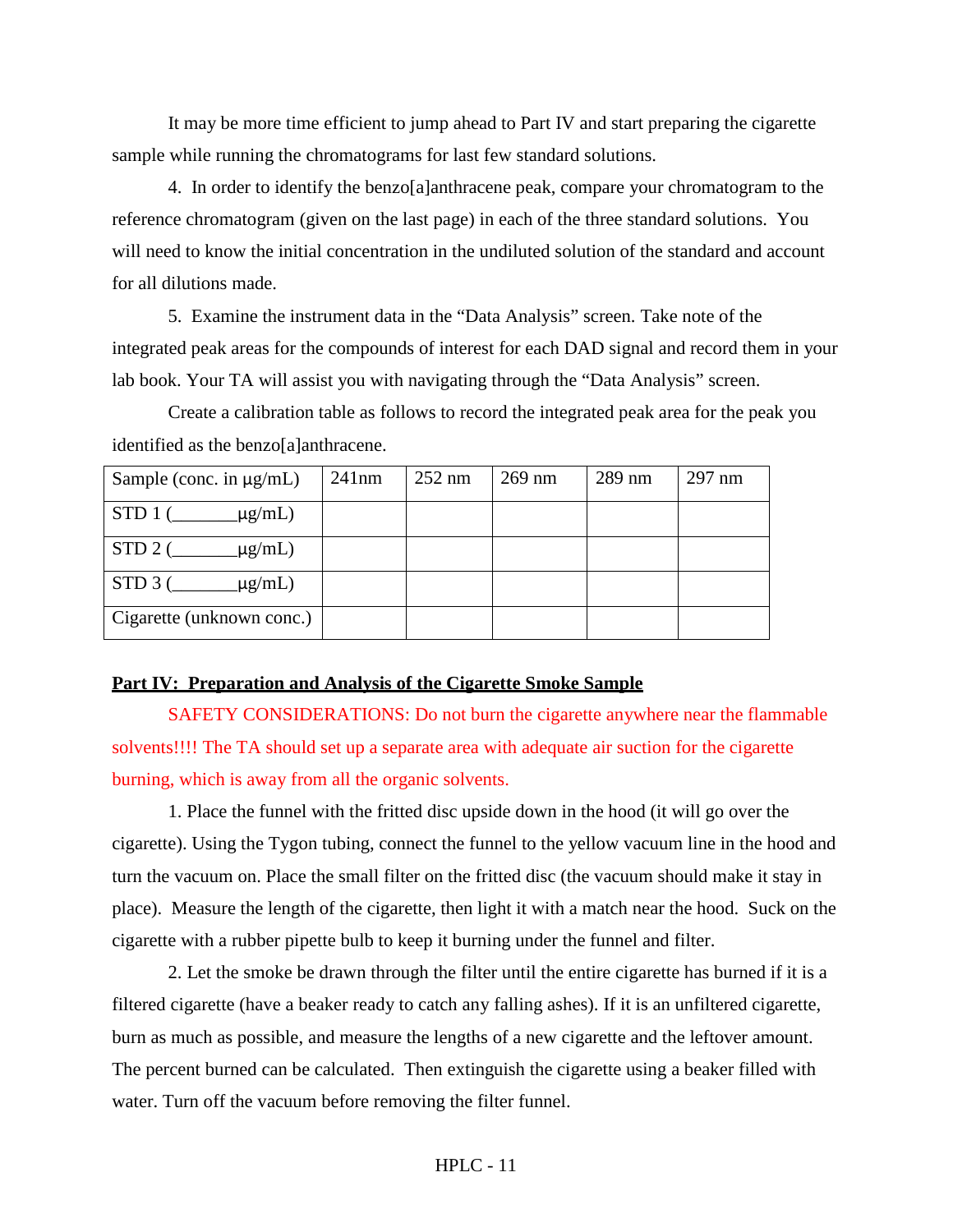It may be more time efficient to jump ahead to Part IV and start preparing the cigarette sample while running the chromatograms for last few standard solutions.

4. In order to identify the benzo[a]anthracene peak, compare your chromatogram to the reference chromatogram (given on the last page) in each of the three standard solutions. You will need to know the initial concentration in the undiluted solution of the standard and account for all dilutions made.

5. Examine the instrument data in the “Data Analysis” screen. Take note of the integrated peak areas for the compounds of interest for each DAD signal and record them in your lab book. Your TA will assist you with navigating through the “Data Analysis” screen.

Create a calibration table as follows to record the integrated peak area for the peak you identified as the benzo[a]anthracene.

| Sample (conc. in μg/mL) | 241nm | 252 nm | 269 nm | 289 nm | 297 nm |
|---|---|---|---|---|---|
| STD 1 (_______μg/mL) | | | | | |
| STD 2 (_______μg/mL) | | | | | |
| STD 3 (_______μg/mL) | | | | | |
| Cigarette (unknown conc.) | | | | | |

**Part IV: Preparation and Analysis of the Cigarette Smoke Sample**

SAFETY CONSIDERATIONS: Do not burn the cigarette anywhere near the flammable solvents!!!! The TA should set up a separate area with adequate air suction for the cigarette burning, which is away from all the organic solvents.

1. Place the funnel with the fritted disc upside down in the hood (it will go over the cigarette). Using the Tygon tubing, connect the funnel to the yellow vacuum line in the hood and turn the vacuum on. Place the small filter on the fritted disc (the vacuum should make it stay in place). Measure the length of the cigarette, then light it with a match near the hood. Suck on the cigarette with a rubber pipette bulb to keep it burning under the funnel and filter.

2. Let the smoke be drawn through the filter until the entire cigarette has burned if it is a filtered cigarette (have a beaker ready to catch any falling ashes). If it is an unfiltered cigarette, burn as much as possible, and measure the lengths of a new cigarette and the leftover amount. The percent burned can be calculated. Then extinguish the cigarette using a beaker filled with water. Turn off the vacuum before removing the filter funnel.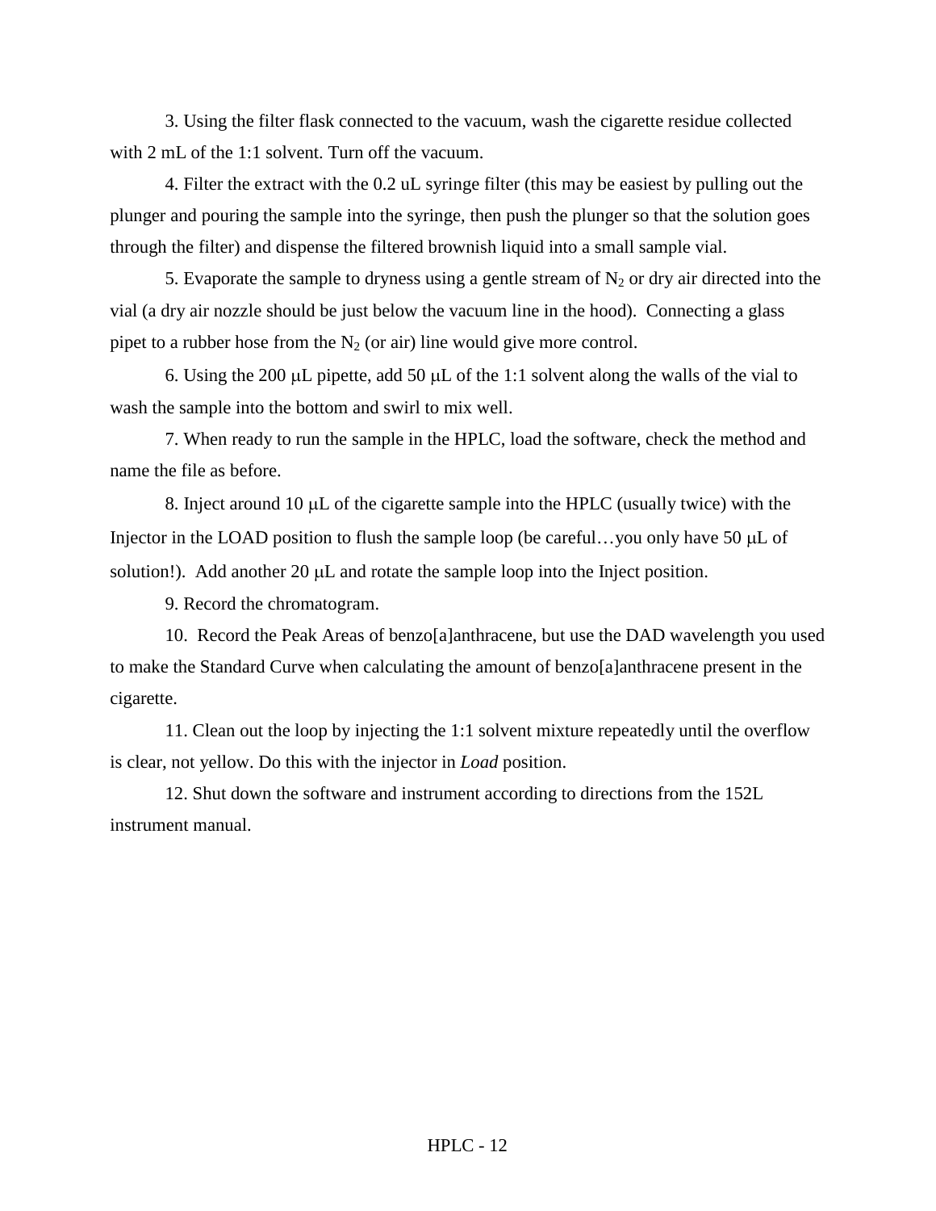3. Using the filter flask connected to the vacuum, wash the cigarette residue collected with 2 mL of the 1:1 solvent. Turn off the vacuum.

4. Filter the extract with the 0.2 uL syringe filter (this may be easiest by pulling out the plunger and pouring the sample into the syringe, then push the plunger so that the solution goes through the filter) and dispense the filtered brownish liquid into a small sample vial.

5. Evaporate the sample to dryness using a gentle stream of $N_2$ or dry air directed into the vial (a dry air nozzle should be just below the vacuum line in the hood). Connecting a glass pipet to a rubber hose from the $N_2$ (or air) line would give more control.

6. Using the 200 μL pipette, add 50 μL of the 1:1 solvent along the walls of the vial to wash the sample into the bottom and swirl to mix well.

7. When ready to run the sample in the HPLC, load the software, check the method and name the file as before.

8. Inject around 10 μL of the cigarette sample into the HPLC (usually twice) with the Injector in the LOAD position to flush the sample loop (be careful…you only have 50 μL of solution!). Add another 20 μL and rotate the sample loop into the Inject position.

9. Record the chromatogram.

10. Record the Peak Areas of benzo[a]anthracene, but use the DAD wavelength you used to make the Standard Curve when calculating the amount of benzo[a]anthracene present in the cigarette.

11. Clean out the loop by injecting the 1:1 solvent mixture repeatedly until the overflow is clear, not yellow. Do this with the injector in *Load* position.

12. Shut down the software and instrument according to directions from the 152L instrument manual.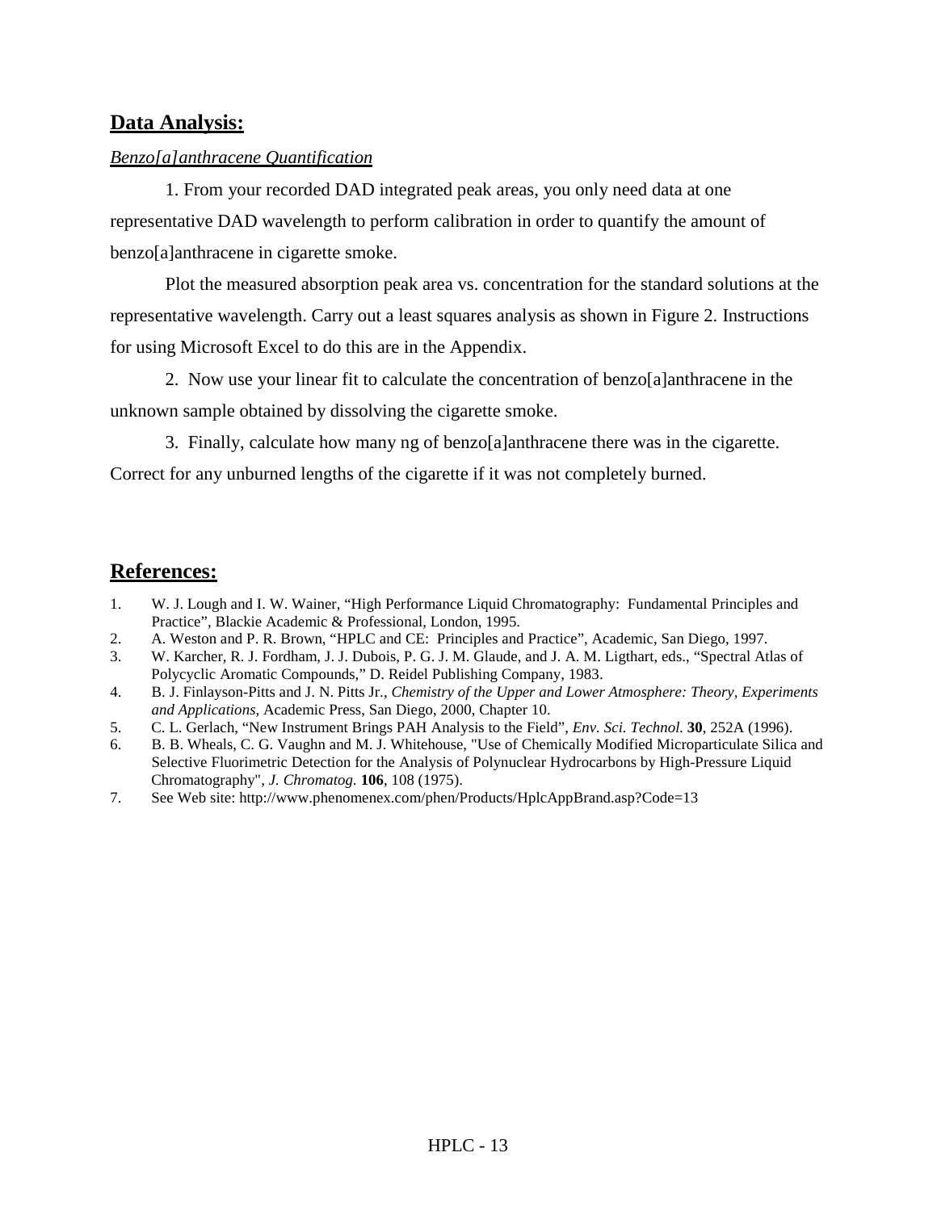## Data Analysis:

*Benzo[a]anthracene Quantification*

1. From your recorded DAD integrated peak areas, you only need data at one representative DAD wavelength to perform calibration in order to quantify the amount of benzo[a]anthracene in cigarette smoke.

Plot the measured absorption peak area vs. concentration for the standard solutions at the representative wavelength. Carry out a least squares analysis as shown in Figure 2. Instructions for using Microsoft Excel to do this are in the Appendix.

2. Now use your linear fit to calculate the concentration of benzo[a]anthracene in the unknown sample obtained by dissolving the cigarette smoke.

3. Finally, calculate how many ng of benzo[a]anthracene there was in the cigarette. Correct for any unburned lengths of the cigarette if it was not completely burned.

## References:

1. W. J. Lough and I. W. Wainer, "High Performance Liquid Chromatography: Fundamental Principles and Practice", Blackie Academic & Professional, London, 1995.
2. A. Weston and P. R. Brown, "HPLC and CE: Principles and Practice", Academic, San Diego, 1997.
3. W. Karcher, R. J. Fordham, J. J. Dubois, P. G. J. M. Glaude, and J. A. M. Ligthart, eds., "Spectral Atlas of Polycyclic Aromatic Compounds," D. Reidel Publishing Company, 1983.
4. B. J. Finlayson-Pitts and J. N. Pitts Jr., *Chemistry of the Upper and Lower Atmosphere: Theory, Experiments and Applications*, Academic Press, San Diego, 2000, Chapter 10.
5. C. L. Gerlach, "New Instrument Brings PAH Analysis to the Field", *Env. Sci. Technol.* **30**, 252A (1996).
6. B. B. Wheals, C. G. Vaughn and M. J. Whitehouse, "Use of Chemically Modified Microparticulate Silica and Selective Fluorimetric Detection for the Analysis of Polynuclear Hydrocarbons by High-Pressure Liquid Chromatography", *J. Chromatog.* **106**, 108 (1975).
7. See Web site: http://www.phenomenex.com/phen/Products/HplcAppBrand.asp?Code=13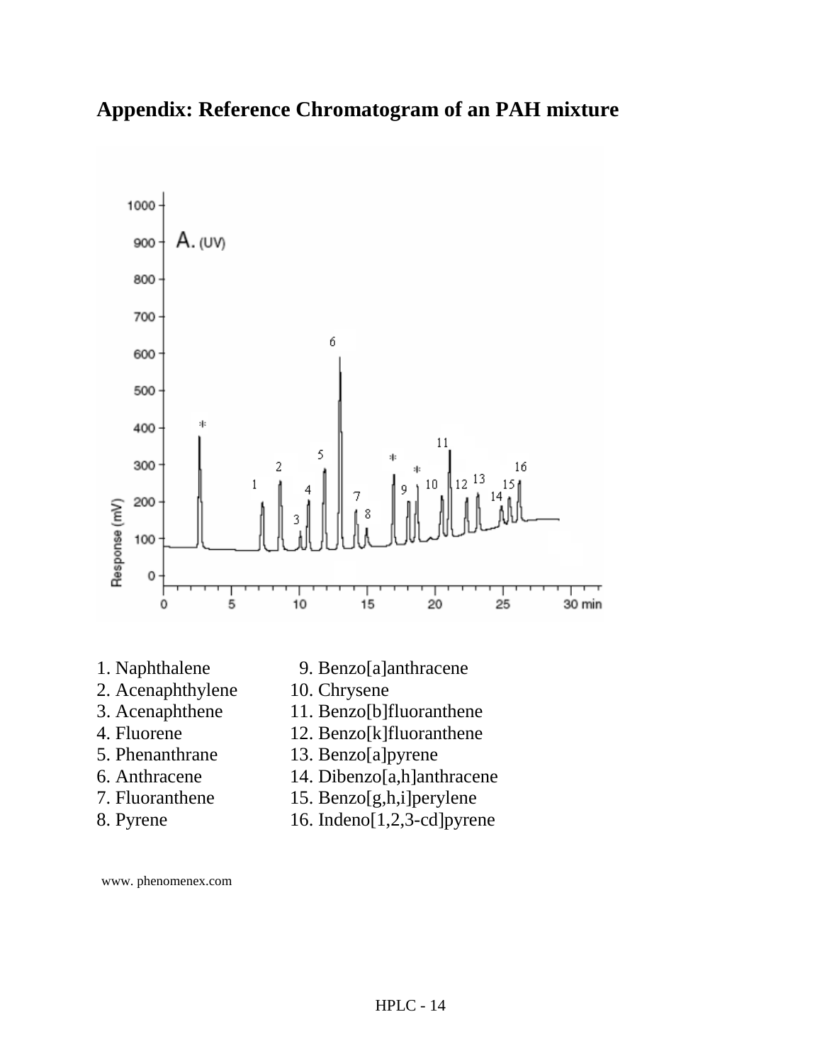# Appendix: Reference Chromatogram of an PAH mixture

A. (UV)

Response (mV)

1000
900
800
700
600
500
400
300
200
100
0

0 5 10 15 20 25 30 min

\* 1 2 3 4 5 6 7 8 \* 9 \* 10 11 12 13 14 15 16

1. Naphthalene
2. Acenaphthylene
3. Acenaphthene
4. Fluorene
5. Phenanthrane
6. Anthracene
7. Fluoranthene
8. Pyrene
9. Benzo[a]anthracene
10. Chrysene
11. Benzo[b]fluoranthene
12. Benzo[k]fluoranthene
13. Benzo[a]pyrene
14. Dibenzo[a,h]anthracene
15. Benzo[g,h,i]perylene
16. Indeno[1,2,3-cd]pyrene

www. phenomenex.com